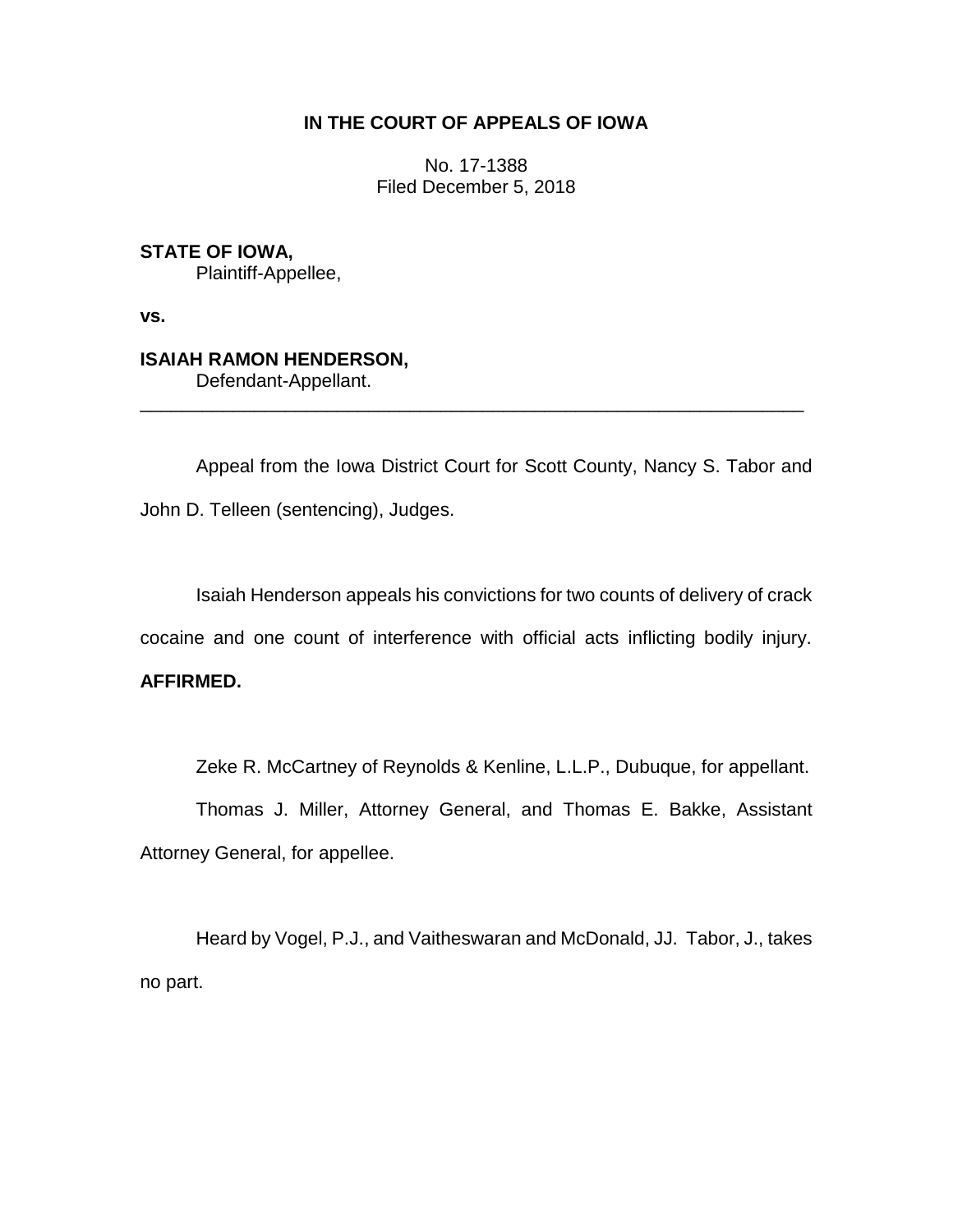**IN THE COURT OF APPEALS OF IOWA**

No. 17-1388
Filed December 5, 2018

**STATE OF IOWA,**
Plaintiff-Appellee,

**vs.**

**ISAIAH RAMON HENDERSON,**
Defendant-Appellant.

---

Appeal from the Iowa District Court for Scott County, Nancy S. Tabor and John D. Telleen (sentencing), Judges.

Isaiah Henderson appeals his convictions for two counts of delivery of crack cocaine and one count of interference with official acts inflicting bodily injury. **AFFIRMED.**

Zeke R. McCartney of Reynolds & Kenline, L.L.P., Dubuque, for appellant.

Thomas J. Miller, Attorney General, and Thomas E. Bakke, Assistant Attorney General, for appellee.

Heard by Vogel, P.J., and Vaitheswaran and McDonald, JJ. Tabor, J., takes no part.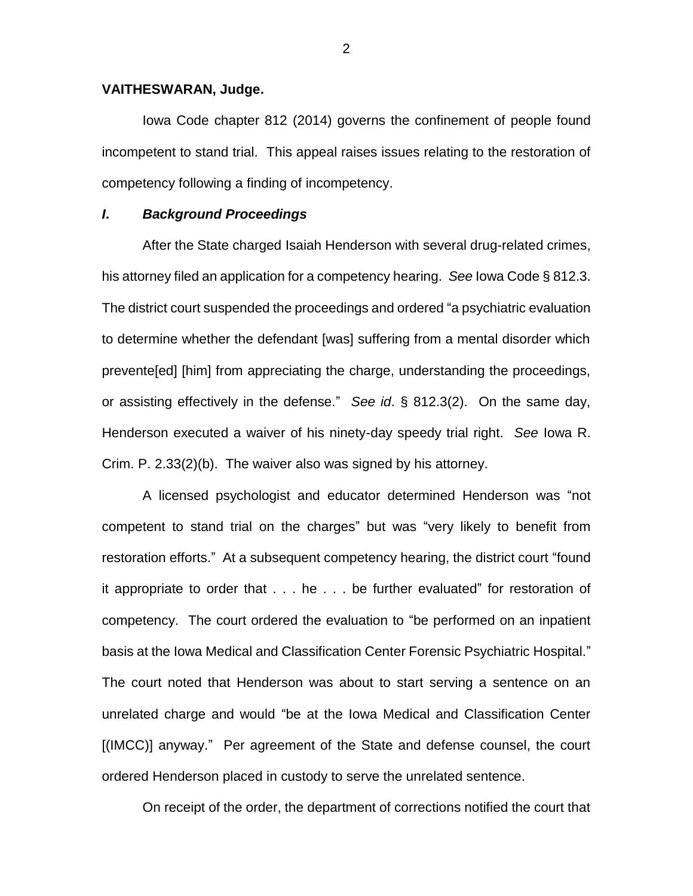**VAITHESWARAN, Judge.**

Iowa Code chapter 812 (2014) governs the confinement of people found incompetent to stand trial. This appeal raises issues relating to the restoration of competency following a finding of incompetency.

## *I. Background Proceedings*

After the State charged Isaiah Henderson with several drug-related crimes, his attorney filed an application for a competency hearing. *See* Iowa Code § 812.3. The district court suspended the proceedings and ordered "a psychiatric evaluation to determine whether the defendant [was] suffering from a mental disorder which prevente[ed] [him] from appreciating the charge, understanding the proceedings, or assisting effectively in the defense." *See id*. § 812.3(2). On the same day, Henderson executed a waiver of his ninety-day speedy trial right. *See* Iowa R. Crim. P. 2.33(2)(b). The waiver also was signed by his attorney.

A licensed psychologist and educator determined Henderson was "not competent to stand trial on the charges" but was "very likely to benefit from restoration efforts." At a subsequent competency hearing, the district court "found it appropriate to order that . . . he . . . be further evaluated" for restoration of competency. The court ordered the evaluation to "be performed on an inpatient basis at the Iowa Medical and Classification Center Forensic Psychiatric Hospital." The court noted that Henderson was about to start serving a sentence on an unrelated charge and would "be at the Iowa Medical and Classification Center [(IMCC)] anyway." Per agreement of the State and defense counsel, the court ordered Henderson placed in custody to serve the unrelated sentence.

On receipt of the order, the department of corrections notified the court that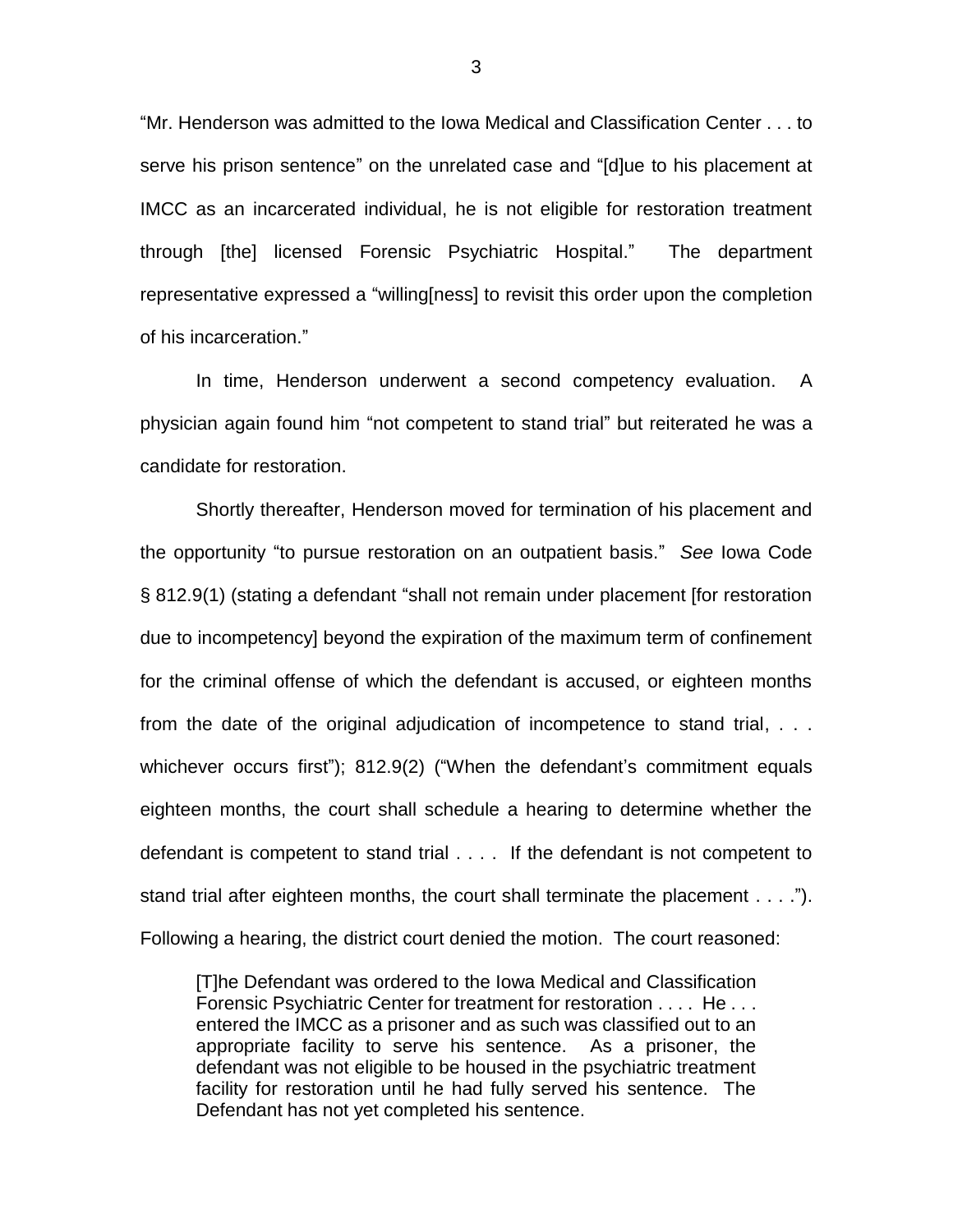"Mr. Henderson was admitted to the Iowa Medical and Classification Center . . . to serve his prison sentence" on the unrelated case and "[d]ue to his placement at IMCC as an incarcerated individual, he is not eligible for restoration treatment through [the] licensed Forensic Psychiatric Hospital." The department representative expressed a "willing[ness] to revisit this order upon the completion of his incarceration."

In time, Henderson underwent a second competency evaluation. A physician again found him "not competent to stand trial" but reiterated he was a candidate for restoration.

Shortly thereafter, Henderson moved for termination of his placement and the opportunity "to pursue restoration on an outpatient basis." *See* Iowa Code § 812.9(1) (stating a defendant "shall not remain under placement [for restoration due to incompetency] beyond the expiration of the maximum term of confinement for the criminal offense of which the defendant is accused, or eighteen months from the date of the original adjudication of incompetence to stand trial, . . . whichever occurs first"); 812.9(2) ("When the defendant's commitment equals eighteen months, the court shall schedule a hearing to determine whether the defendant is competent to stand trial . . . . If the defendant is not competent to stand trial after eighteen months, the court shall terminate the placement . . . ."). Following a hearing, the district court denied the motion. The court reasoned:

> [T]he Defendant was ordered to the Iowa Medical and Classification Forensic Psychiatric Center for treatment for restoration . . . . He . . . entered the IMCC as a prisoner and as such was classified out to an appropriate facility to serve his sentence. As a prisoner, the defendant was not eligible to be housed in the psychiatric treatment facility for restoration until he had fully served his sentence. The Defendant has not yet completed his sentence.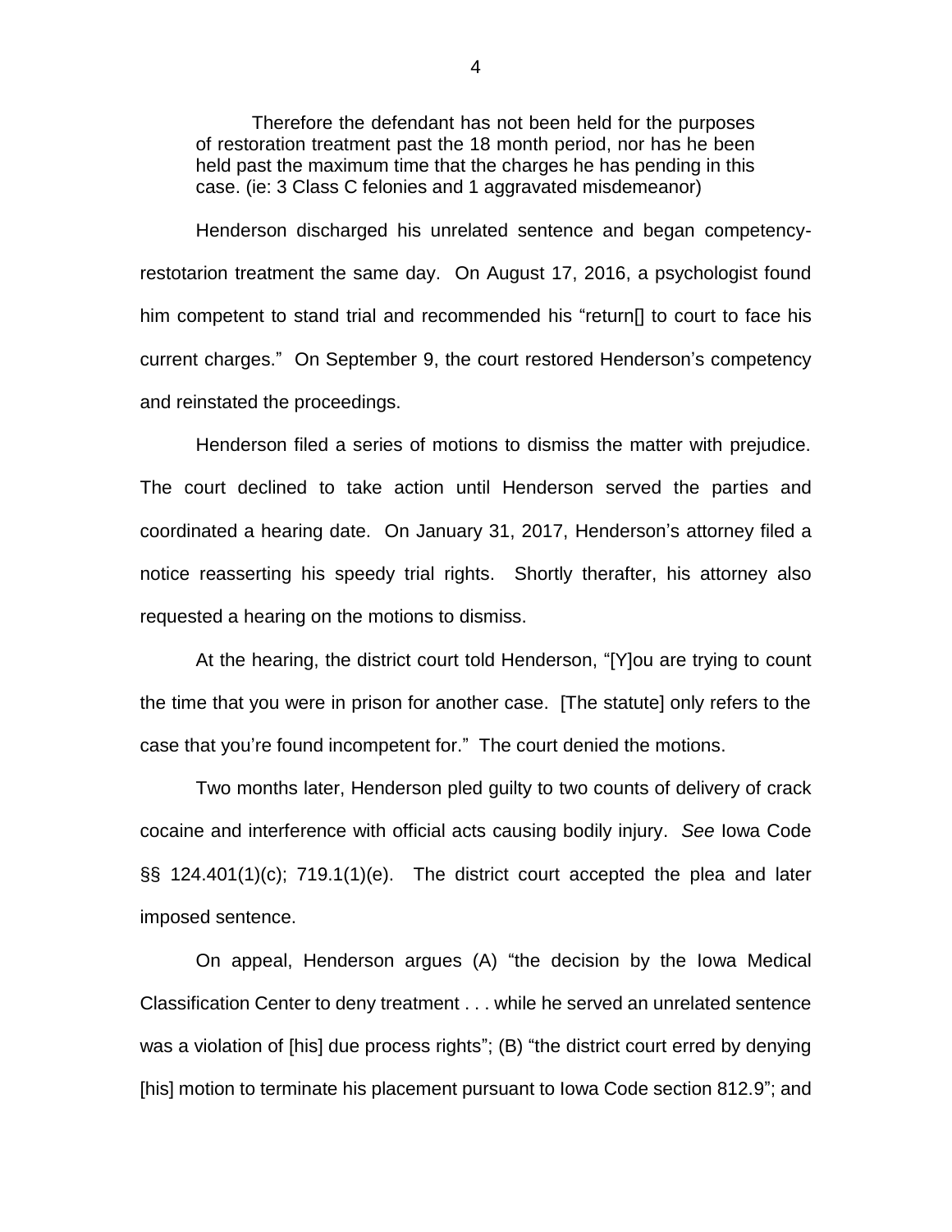> Therefore the defendant has not been held for the purposes of restoration treatment past the 18 month period, nor has he been held past the maximum time that the charges he has pending in this case. (ie: 3 Class C felonies and 1 aggravated misdemeanor)

Henderson discharged his unrelated sentence and began competency-restotarion treatment the same day. On August 17, 2016, a psychologist found him competent to stand trial and recommended his "return[] to court to face his current charges." On September 9, the court restored Henderson's competency and reinstated the proceedings.

Henderson filed a series of motions to dismiss the matter with prejudice. The court declined to take action until Henderson served the parties and coordinated a hearing date. On January 31, 2017, Henderson's attorney filed a notice reasserting his speedy trial rights. Shortly therafter, his attorney also requested a hearing on the motions to dismiss.

At the hearing, the district court told Henderson, "[Y]ou are trying to count the time that you were in prison for another case. [The statute] only refers to the case that you're found incompetent for." The court denied the motions.

Two months later, Henderson pled guilty to two counts of delivery of crack cocaine and interference with official acts causing bodily injury. *See* Iowa Code §§ 124.401(1)(c); 719.1(1)(e). The district court accepted the plea and later imposed sentence.

On appeal, Henderson argues (A) "the decision by the Iowa Medical Classification Center to deny treatment . . . while he served an unrelated sentence was a violation of [his] due process rights"; (B) "the district court erred by denying [his] motion to terminate his placement pursuant to Iowa Code section 812.9"; and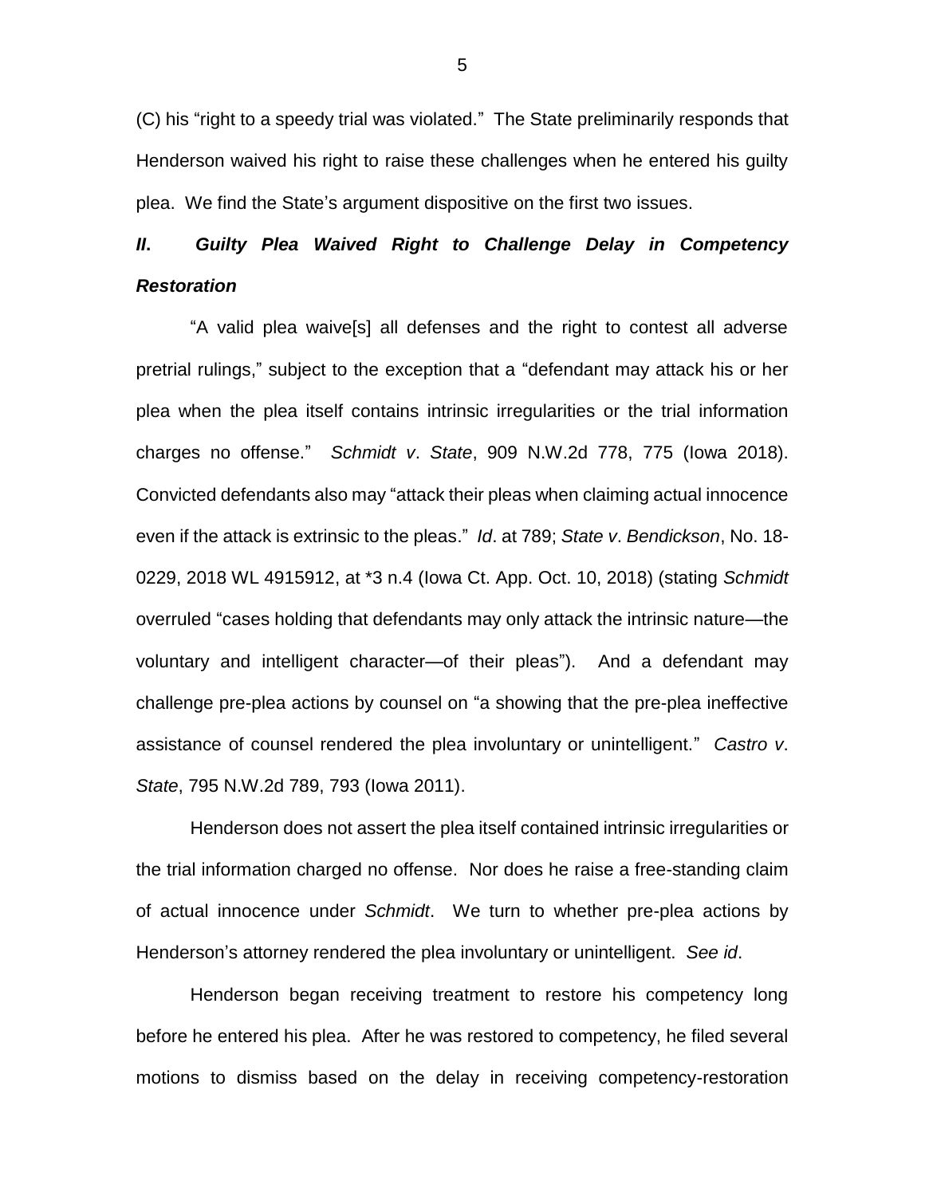(C) his "right to a speedy trial was violated." The State preliminarily responds that Henderson waived his right to raise these challenges when he entered his guilty plea. We find the State's argument dispositive on the first two issues.

## ***II. Guilty Plea Waived Right to Challenge Delay in Competency Restoration***

"A valid plea waive[s] all defenses and the right to contest all adverse pretrial rulings," subject to the exception that a "defendant may attack his or her plea when the plea itself contains intrinsic irregularities or the trial information charges no offense." *Schmidt v. State*, 909 N.W.2d 778, 775 (Iowa 2018). Convicted defendants also may "attack their pleas when claiming actual innocence even if the attack is extrinsic to the pleas." *Id*. at 789; *State v. Bendickson*, No. 18-0229, 2018 WL 4915912, at *3 n.4 (Iowa Ct. App. Oct. 10, 2018) (stating *Schmidt* overruled "cases holding that defendants may only attack the intrinsic nature—the voluntary and intelligent character—of their pleas"). And a defendant may challenge pre-plea actions by counsel on "a showing that the pre-plea ineffective assistance of counsel rendered the plea involuntary or unintelligent." *Castro v. State*, 795 N.W.2d 789, 793 (Iowa 2011).

Henderson does not assert the plea itself contained intrinsic irregularities or the trial information charged no offense. Nor does he raise a free-standing claim of actual innocence under *Schmidt*. We turn to whether pre-plea actions by Henderson's attorney rendered the plea involuntary or unintelligent. *See id*.

Henderson began receiving treatment to restore his competency long before he entered his plea. After he was restored to competency, he filed several motions to dismiss based on the delay in receiving competency-restoration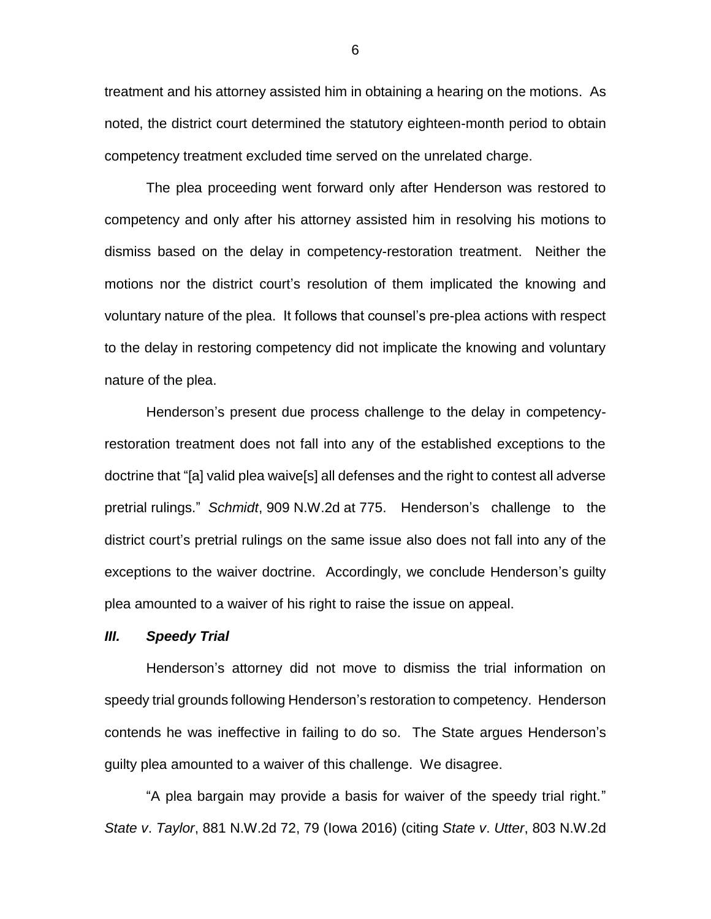treatment and his attorney assisted him in obtaining a hearing on the motions. As noted, the district court determined the statutory eighteen-month period to obtain competency treatment excluded time served on the unrelated charge.

The plea proceeding went forward only after Henderson was restored to competency and only after his attorney assisted him in resolving his motions to dismiss based on the delay in competency-restoration treatment. Neither the motions nor the district court's resolution of them implicated the knowing and voluntary nature of the plea. It follows that counsel's pre-plea actions with respect to the delay in restoring competency did not implicate the knowing and voluntary nature of the plea.

Henderson's present due process challenge to the delay in competency-restoration treatment does not fall into any of the established exceptions to the doctrine that "[a] valid plea waive[s] all defenses and the right to contest all adverse pretrial rulings." *Schmidt*, 909 N.W.2d at 775. Henderson's challenge to the district court's pretrial rulings on the same issue also does not fall into any of the exceptions to the waiver doctrine. Accordingly, we conclude Henderson's guilty plea amounted to a waiver of his right to raise the issue on appeal.

### *III. Speedy Trial*

Henderson's attorney did not move to dismiss the trial information on speedy trial grounds following Henderson's restoration to competency. Henderson contends he was ineffective in failing to do so. The State argues Henderson's guilty plea amounted to a waiver of this challenge. We disagree.

"A plea bargain may provide a basis for waiver of the speedy trial right." *State v. Taylor*, 881 N.W.2d 72, 79 (Iowa 2016) (citing *State v. Utter*, 803 N.W.2d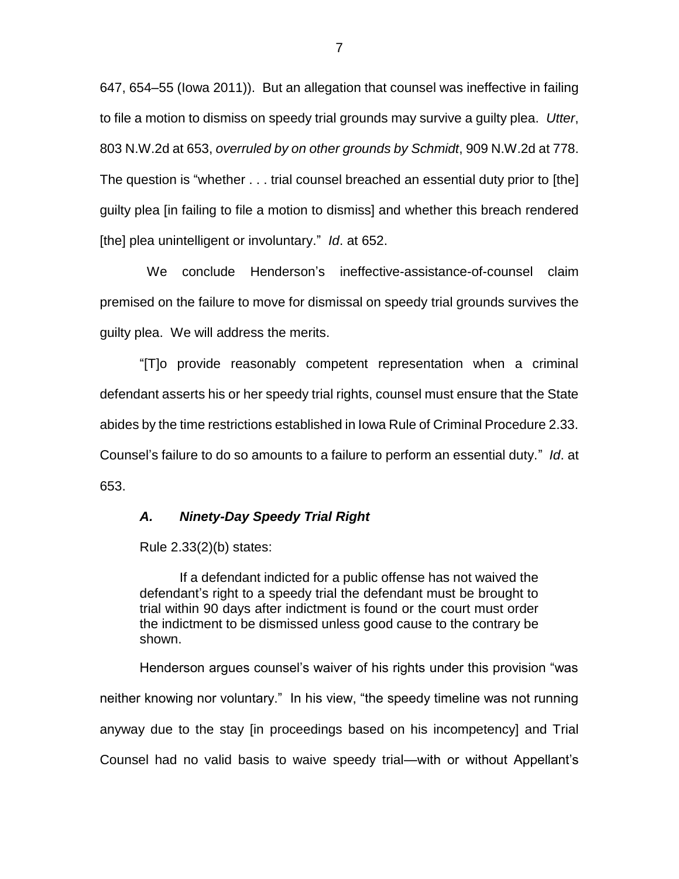647, 654–55 (Iowa 2011)). But an allegation that counsel was ineffective in failing to file a motion to dismiss on speedy trial grounds may survive a guilty plea. *Utter*, 803 N.W.2d at 653, *overruled by on other grounds by Schmidt*, 909 N.W.2d at 778. The question is "whether . . . trial counsel breached an essential duty prior to [the] guilty plea [in failing to file a motion to dismiss] and whether this breach rendered [the] plea unintelligent or involuntary." *Id*. at 652.

We conclude Henderson's ineffective-assistance-of-counsel claim premised on the failure to move for dismissal on speedy trial grounds survives the guilty plea. We will address the merits.

"[T]o provide reasonably competent representation when a criminal defendant asserts his or her speedy trial rights, counsel must ensure that the State abides by the time restrictions established in Iowa Rule of Criminal Procedure 2.33. Counsel's failure to do so amounts to a failure to perform an essential duty." *Id*. at 653.

### *A. Ninety-Day Speedy Trial Right*

Rule 2.33(2)(b) states:

> If a defendant indicted for a public offense has not waived the defendant's right to a speedy trial the defendant must be brought to trial within 90 days after indictment is found or the court must order the indictment to be dismissed unless good cause to the contrary be shown.

Henderson argues counsel's waiver of his rights under this provision "was neither knowing nor voluntary." In his view, "the speedy timeline was not running anyway due to the stay [in proceedings based on his incompetency] and Trial Counsel had no valid basis to waive speedy trial—with or without Appellant's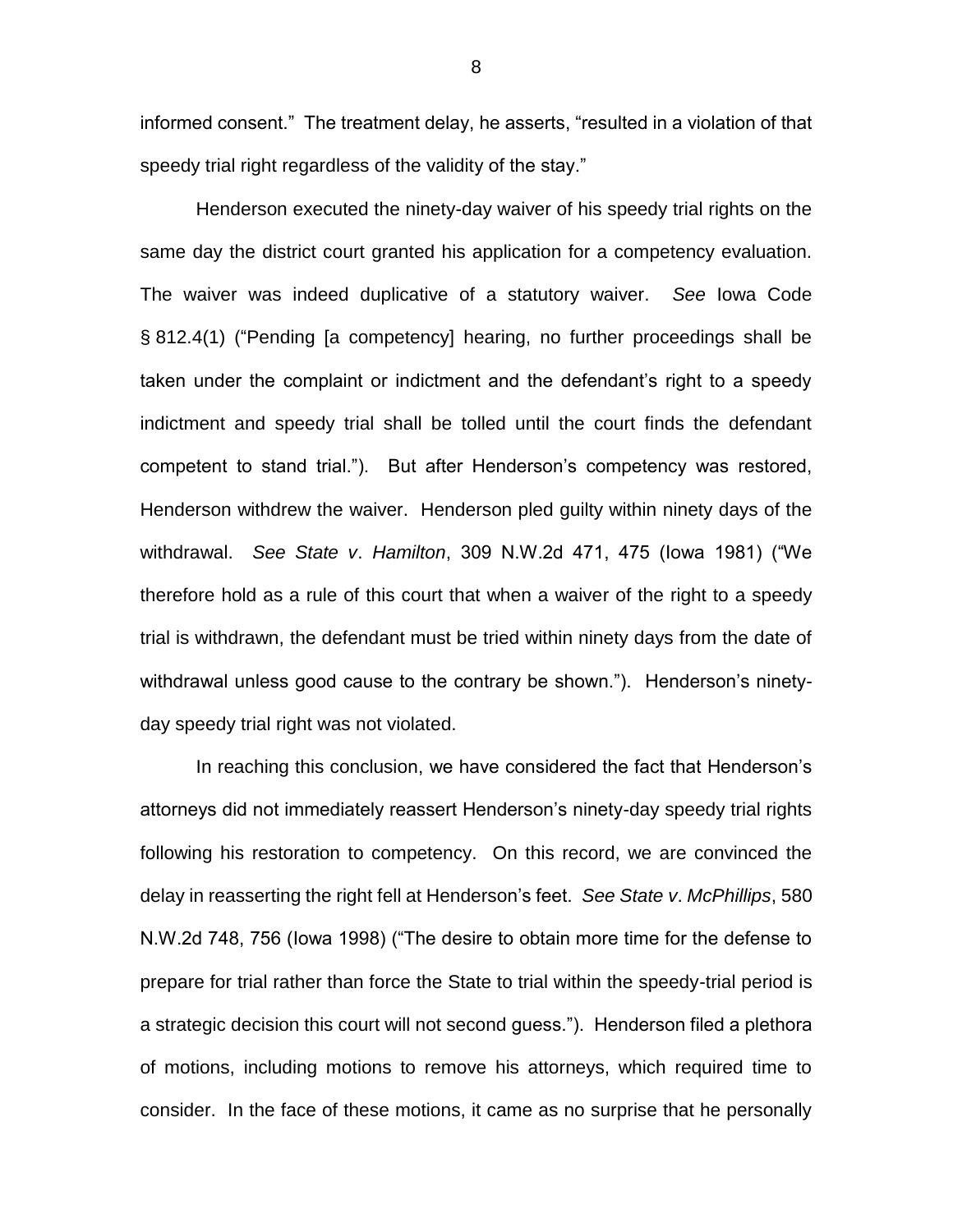informed consent." The treatment delay, he asserts, "resulted in a violation of that speedy trial right regardless of the validity of the stay."

Henderson executed the ninety-day waiver of his speedy trial rights on the same day the district court granted his application for a competency evaluation. The waiver was indeed duplicative of a statutory waiver. *See* Iowa Code § 812.4(1) ("Pending [a competency] hearing, no further proceedings shall be taken under the complaint or indictment and the defendant's right to a speedy indictment and speedy trial shall be tolled until the court finds the defendant competent to stand trial."). But after Henderson's competency was restored, Henderson withdrew the waiver. Henderson pled guilty within ninety days of the withdrawal. *See State v. Hamilton*, 309 N.W.2d 471, 475 (Iowa 1981) ("We therefore hold as a rule of this court that when a waiver of the right to a speedy trial is withdrawn, the defendant must be tried within ninety days from the date of withdrawal unless good cause to the contrary be shown."). Henderson's ninety-day speedy trial right was not violated.

In reaching this conclusion, we have considered the fact that Henderson's attorneys did not immediately reassert Henderson's ninety-day speedy trial rights following his restoration to competency. On this record, we are convinced the delay in reasserting the right fell at Henderson's feet. *See State v. McPhillips*, 580 N.W.2d 748, 756 (Iowa 1998) ("The desire to obtain more time for the defense to prepare for trial rather than force the State to trial within the speedy-trial period is a strategic decision this court will not second guess."). Henderson filed a plethora of motions, including motions to remove his attorneys, which required time to consider. In the face of these motions, it came as no surprise that he personally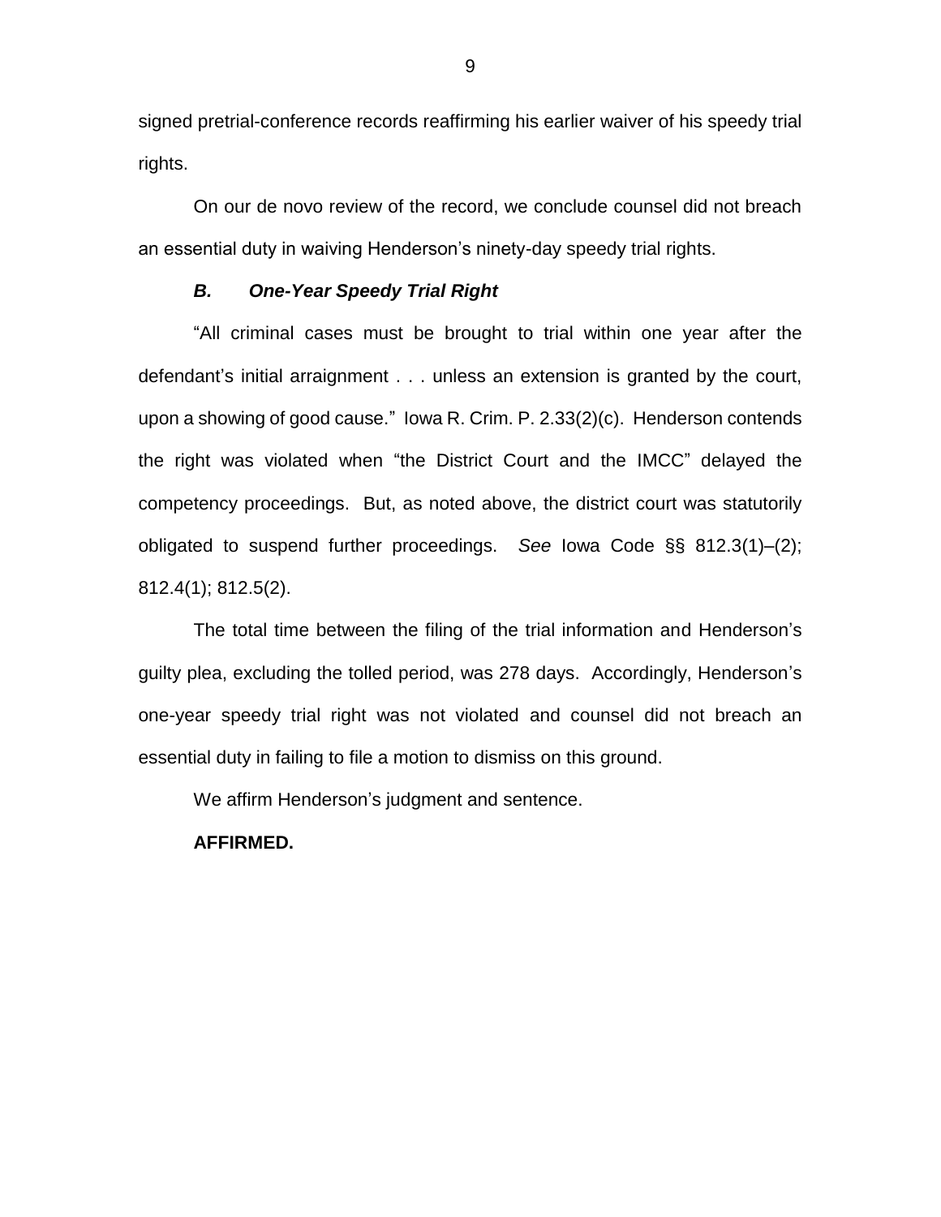signed pretrial-conference records reaffirming his earlier waiver of his speedy trial rights.

On our de novo review of the record, we conclude counsel did not breach an essential duty in waiving Henderson's ninety-day speedy trial rights.

### *B. One-Year Speedy Trial Right*

"All criminal cases must be brought to trial within one year after the defendant's initial arraignment . . . unless an extension is granted by the court, upon a showing of good cause." Iowa R. Crim. P. 2.33(2)(c). Henderson contends the right was violated when "the District Court and the IMCC" delayed the competency proceedings. But, as noted above, the district court was statutorily obligated to suspend further proceedings. *See* Iowa Code §§ 812.3(1)–(2); 812.4(1); 812.5(2).

The total time between the filing of the trial information and Henderson's guilty plea, excluding the tolled period, was 278 days. Accordingly, Henderson's one-year speedy trial right was not violated and counsel did not breach an essential duty in failing to file a motion to dismiss on this ground.

We affirm Henderson's judgment and sentence.

**AFFIRMED.**